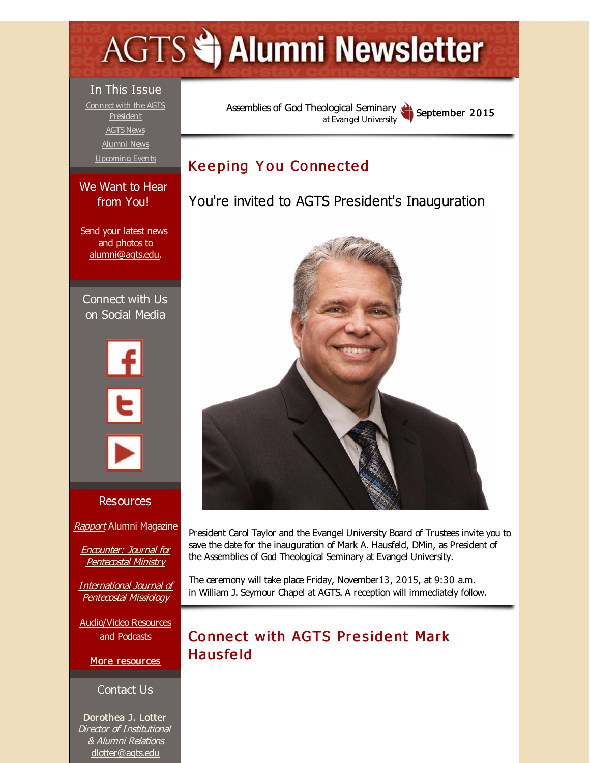# AGTS Alumni Newsletter

Assemblies of God Theological Seminary
at Evangel University

September 2015

## Keeping You Connected

### You're invited to AGTS President's Inauguration

President Carol Taylor and the Evangel University Board of Trustees invite you to save the date for the inauguration of Mark A. Hausfeld, DMin, as President of the Assemblies of God Theological Seminary at Evangel University.

The ceremony will take place Friday, November13, 2015, at 9:30 a.m. in William J. Seymour Chapel at AGTS. A reception will immediately follow.

## Connect with AGTS President Mark Hausfeld

### In This Issue

- Connect with the AGTS President
- AGTS News
- Alumni News
- Upcoming Events

### We Want to Hear from You!

Send your latest news and photos to alumni@agts.edu.

### Connect with Us on Social Media

### Resources

*Rapport* Alumni Magazine

*Encounter: Journal for Pentecostal Ministry*

*International Journal of Pentecostal Missiology*

Audio/Video Resources and Podcasts

**More resources**

### Contact Us

**Dorothea J. Lotter**
*Director of Institutional & Alumni Relations*
dlotter@agts.edu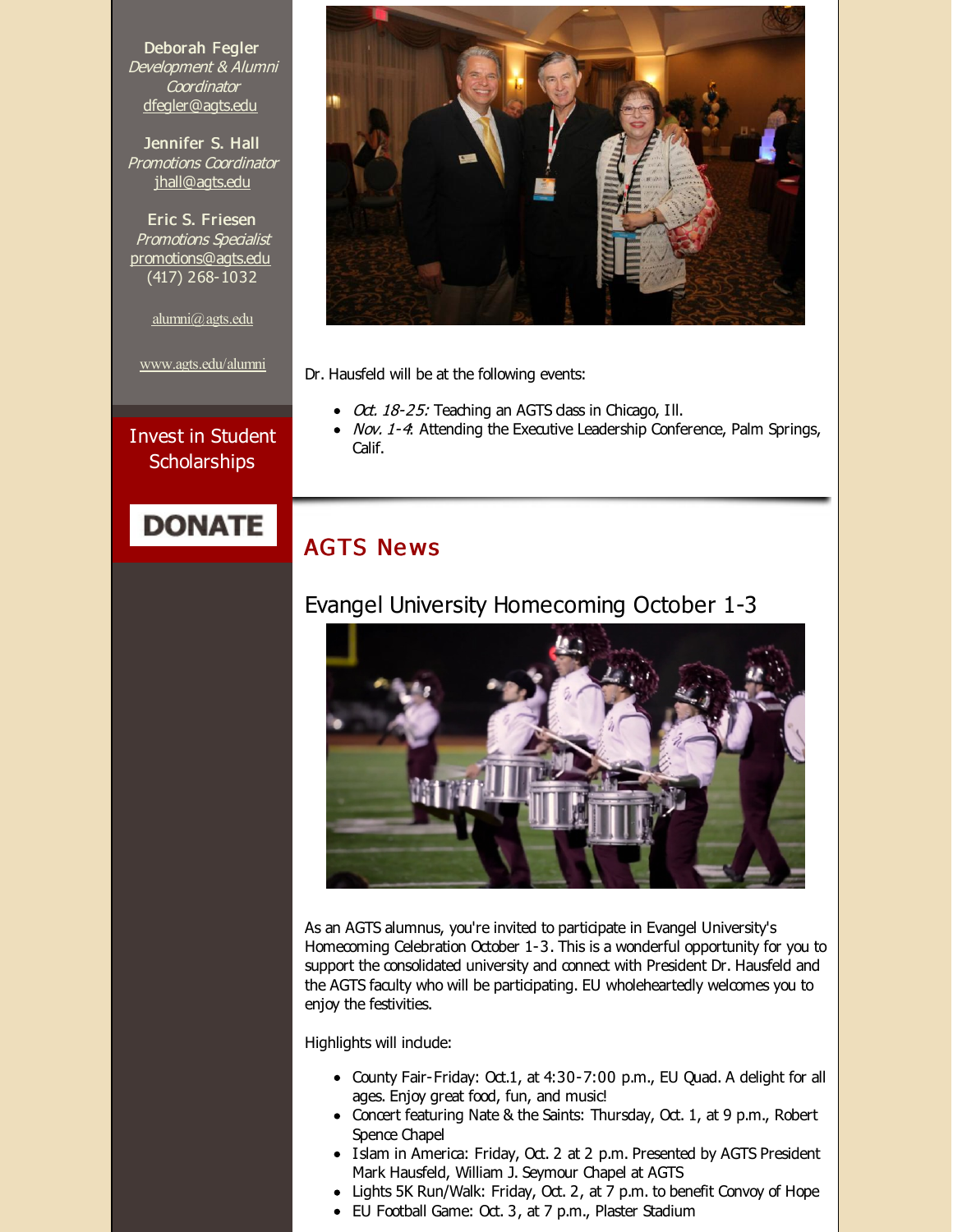Deborah Fegler
*Development & Alumni Coordinator*
dfegler@agts.edu

Jennifer S. Hall
*Promotions Coordinator*
jhall@agts.edu

Eric S. Friesen
*Promotions Specialist*
promotions@agts.edu
(417) 268-1032

alumni@agts.edu

www.agts.edu/alumni

Invest in Student Scholarships

DONATE

Dr. Hausfeld will be at the following events:

- *Oct. 18-25:* Teaching an AGTS class in Chicago, Ill.
- *Nov. 1-4*: Attending the Executive Leadership Conference, Palm Springs, Calif.

## AGTS News

### Evangel University Homecoming October 1-3

As an AGTS alumnus, you're invited to participate in Evangel University's Homecoming Celebration October 1-3. This is a wonderful opportunity for you to support the consolidated university and connect with President Dr. Hausfeld and the AGTS faculty who will be participating. EU wholeheartedly welcomes you to enjoy the festivities.

Highlights will include:

- County Fair-Friday: Oct.1, at 4:30-7:00 p.m., EU Quad. A delight for all ages. Enjoy great food, fun, and music!
- Concert featuring Nate & the Saints: Thursday, Oct. 1, at 9 p.m., Robert Spence Chapel
- Islam in America: Friday, Oct. 2 at 2 p.m. Presented by AGTS President Mark Hausfeld, William J. Seymour Chapel at AGTS
- Lights 5K Run/Walk: Friday, Oct. 2, at 7 p.m. to benefit Convoy of Hope
- EU Football Game: Oct. 3, at 7 p.m., Plaster Stadium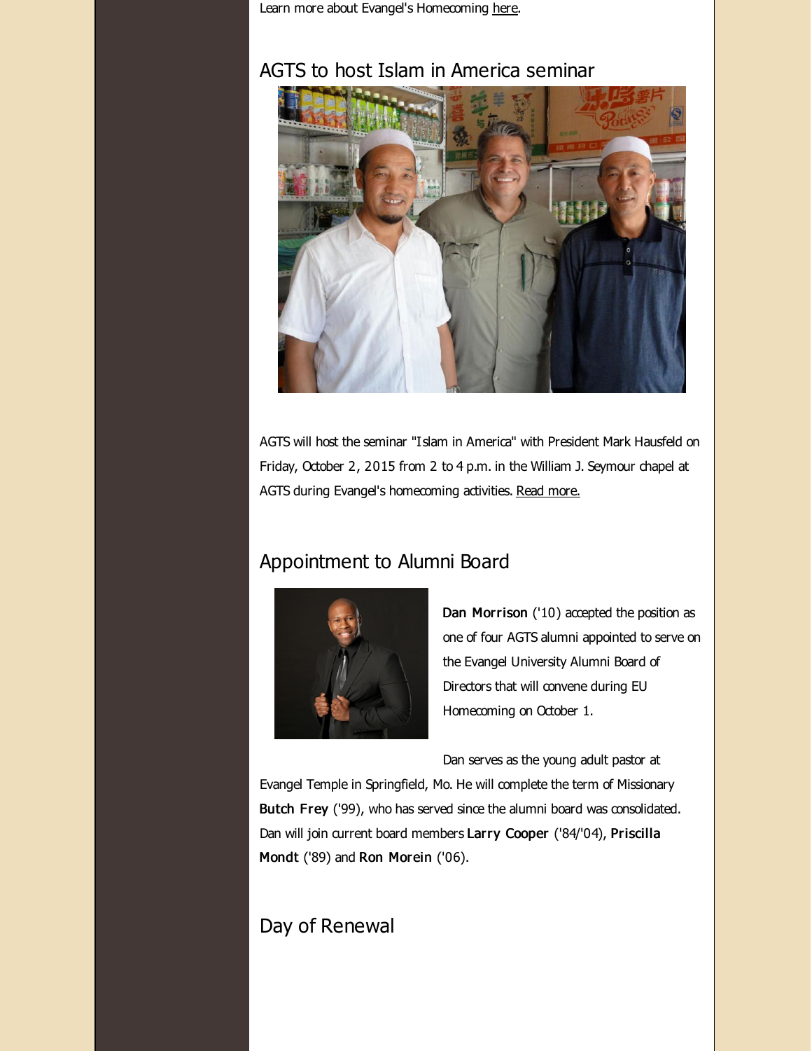Learn more about Evangel's Homecoming here.

## AGTS to host Islam in America seminar

AGTS will host the seminar "Islam in America" with President Mark Hausfeld on Friday, October 2, 2015 from 2 to 4 p.m. in the William J. Seymour chapel at AGTS during Evangel's homecoming activities. Read more.

## Appointment to Alumni Board

**Dan Morrison** ('10) accepted the position as one of four AGTS alumni appointed to serve on the Evangel University Alumni Board of Directors that will convene during EU Homecoming on October 1.

Dan serves as the young adult pastor at Evangel Temple in Springfield, Mo. He will complete the term of Missionary **Butch Frey** ('99), who has served since the alumni board was consolidated. Dan will join current board members **Larry Cooper** ('84/'04), **Priscilla Mondt** ('89) and **Ron Morein** ('06).

## Day of Renewal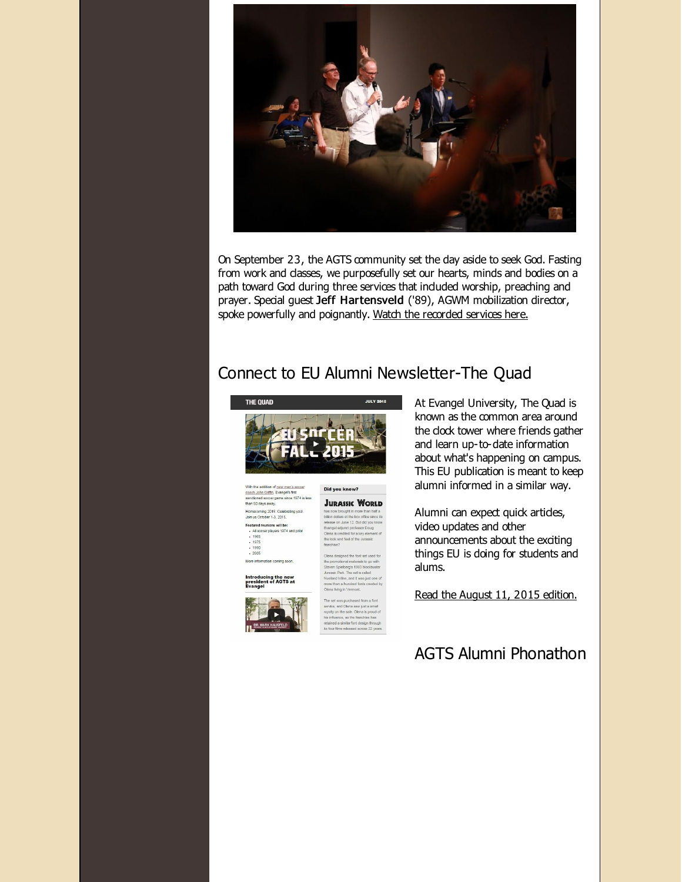On September 23, the AGTS community set the day aside to seek God. Fasting from work and classes, we purposefully set our hearts, minds and bodies on a path toward God during three services that included worship, preaching and prayer. Special guest **Jeff Hartensveld** ('89), AGWM mobilization director, spoke powerfully and poignantly. Watch the recorded services here.

## Connect to EU Alumni Newsletter-The Quad

At Evangel University, The Quad is known as the common area around the clock tower where friends gather and learn up-to-date information about what's happening on campus. This EU publication is meant to keep alumni informed in a similar way.

Alumni can expect quick articles, video updates and other announcements about the exciting things EU is doing for students and alums.

Read the August 11, 2015 edition.

## AGTS Alumni Phonathon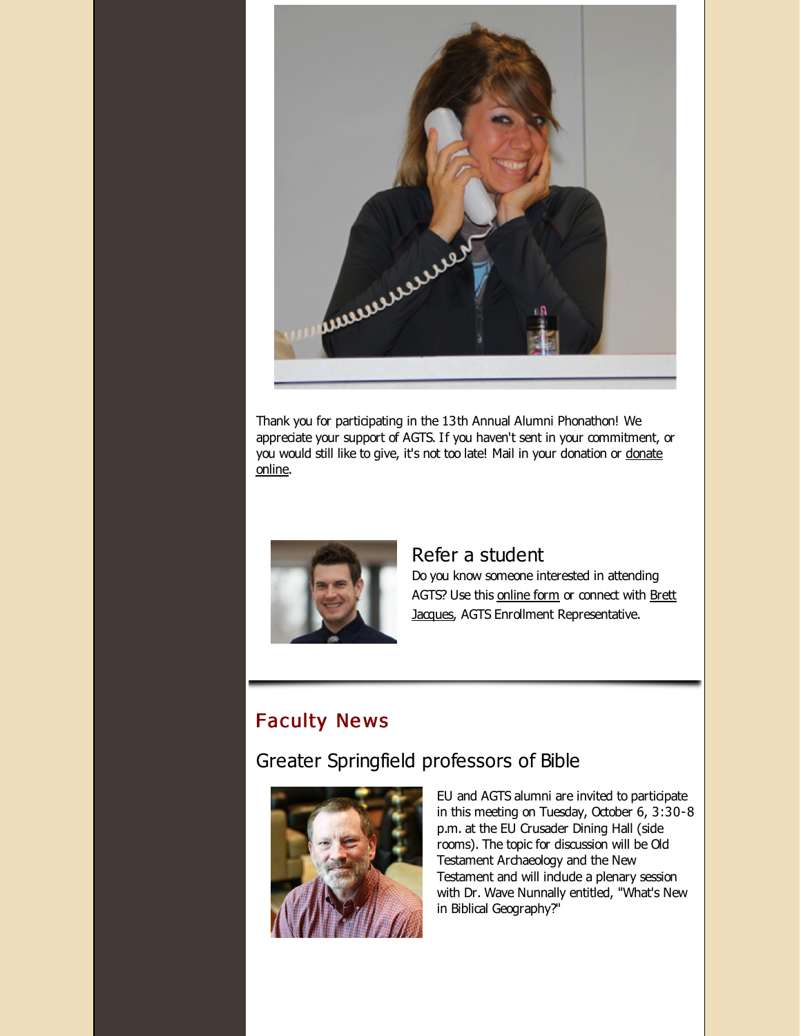Thank you for participating in the 13th Annual Alumni Phonathon! We appreciate your support of AGTS. If you haven't sent in your commitment, or you would still like to give, it's not too late! Mail in your donation or donate online.

## Refer a student

Do you know someone interested in attending AGTS? Use this online form or connect with Brett Jacques, AGTS Enrollment Representative.

# Faculty News

## Greater Springfield professors of Bible

EU and AGTS alumni are invited to participate in this meeting on Tuesday, October 6, 3:30-8 p.m. at the EU Crusader Dining Hall (side rooms). The topic for discussion will be Old Testament Archaeology and the New Testament and will include a plenary session with Dr. Wave Nunnally entitled, "What's New in Biblical Geography?"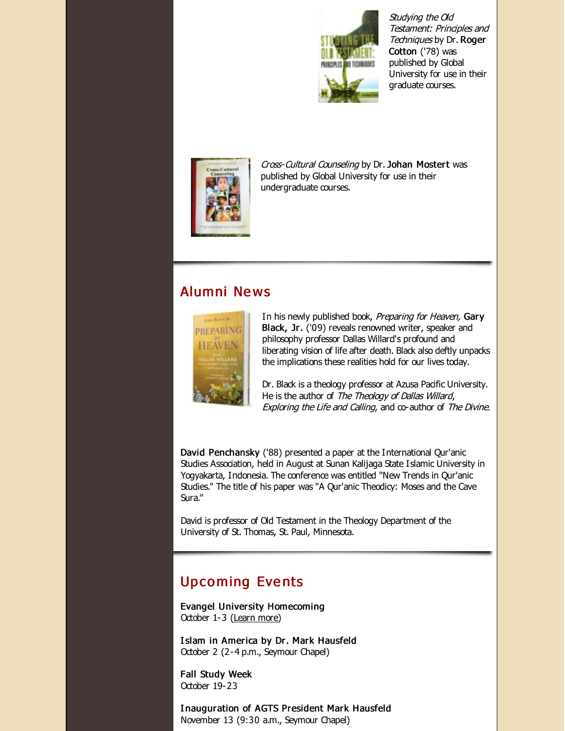*Studying the Old Testament: Principles and Techniques* by Dr. **Roger Cotton** ('78) was published by Global University for use in their graduate courses.

*Cross-Cultural Counseling* by Dr. **Johan Mostert** was published by Global University for use in their undergraduate courses.

## Alumni News

In his newly published book, *Preparing for Heaven,* **Gary Black, Jr.** ('09) reveals renowned writer, speaker and philosophy professor Dallas Willard's profound and liberating vision of life after death. Black also deftly unpacks the implications these realities hold for our lives today.

Dr. Black is a theology professor at Azusa Pacific University. He is the author of *The Theology of Dallas Willard*, *Exploring the Life and Calling*, and co-author of *The Divine.*

**David Penchansky** ('88) presented a paper at the International Qur'anic Studies Association, held in August at Sunan Kalijaga State Islamic University in Yogyakarta, Indonesia. The conference was entitled "New Trends in Qur'anic Studies." The title of his paper was "A Qur'anic Theodicy: Moses and the Cave Sura."

David is professor of Old Testament in the Theology Department of the University of St. Thomas, St. Paul, Minnesota.

## Upcoming Events

**Evangel University Homecoming**
October 1-3 (Learn more)

**Islam in America by Dr. Mark Hausfeld**
October 2 (2-4 p.m., Seymour Chapel)

**Fall Study Week**
October 19-23

**Inauguration of AGTS President Mark Hausfeld**
November 13 (9:30 a.m., Seymour Chapel)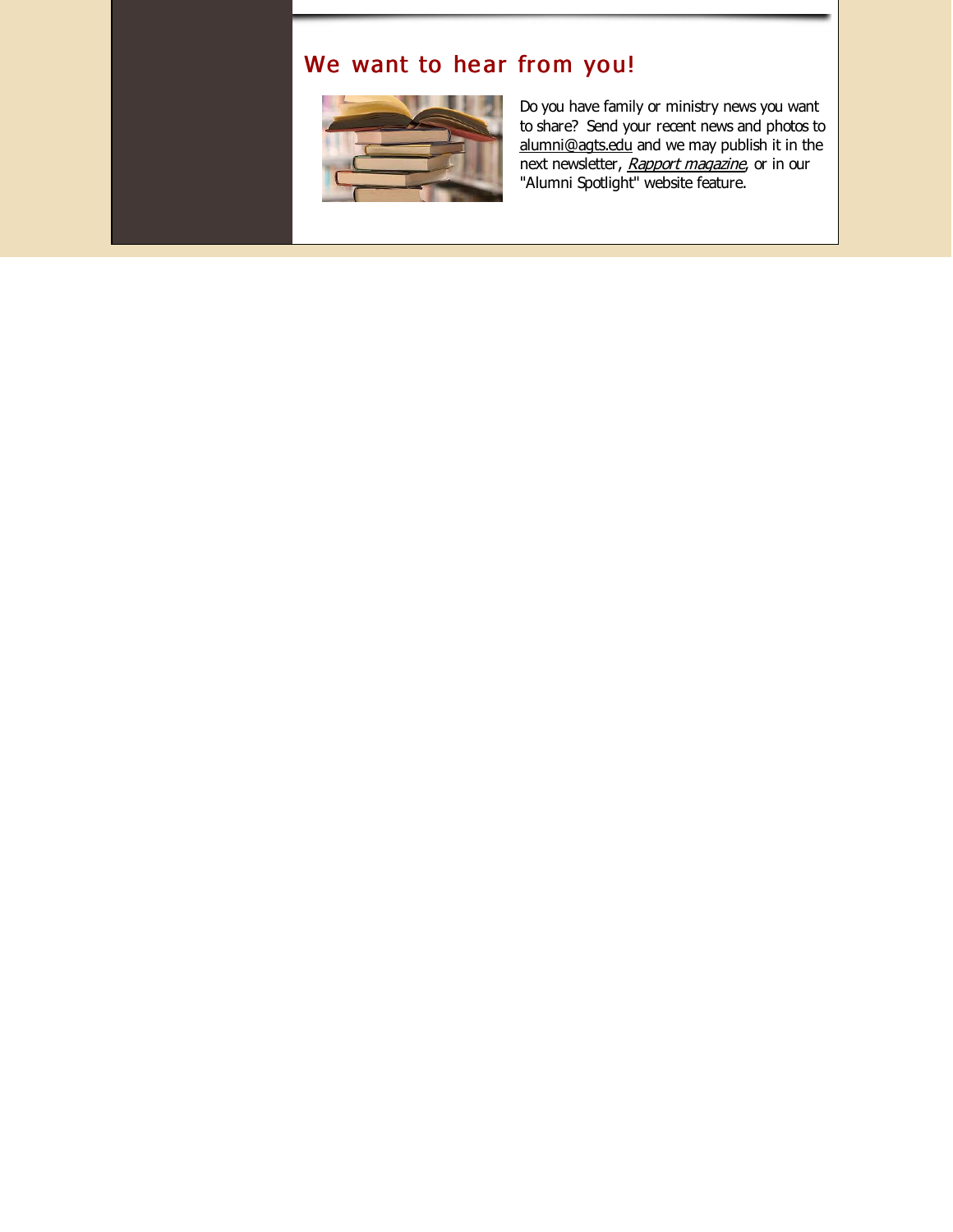## We want to hear from you!

Do you have family or ministry news you want to share? Send your recent news and photos to alumni@agts.edu and we may publish it in the next newsletter, *Rapport magazine*, or in our "Alumni Spotlight" website feature.